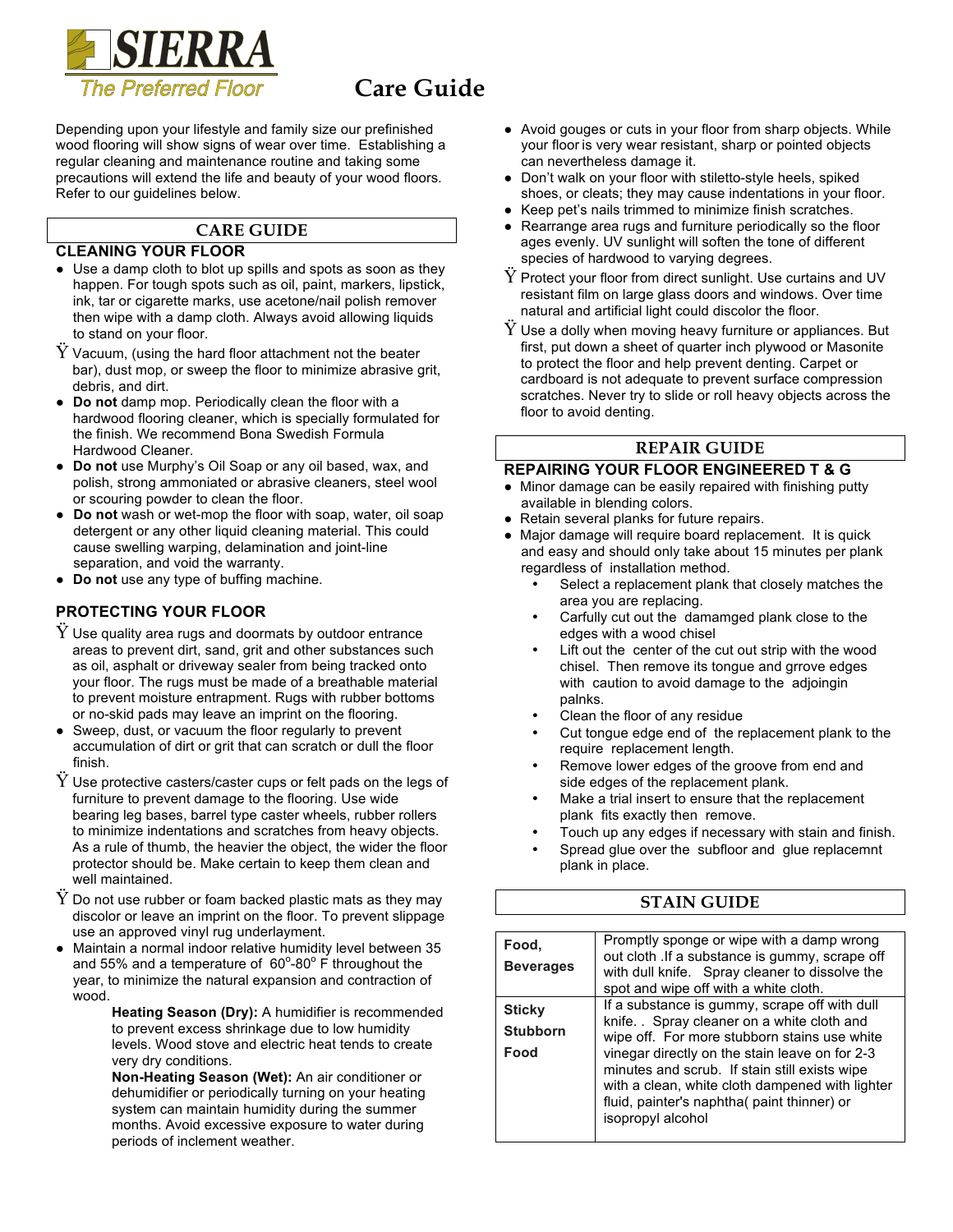# SIERRA

*The Preferred Floor*

# Care Guide

Depending upon your lifestyle and family size our prefinished wood flooring will show signs of wear over time. Establishing a regular cleaning and maintenance routine and taking some precautions will extend the life and beauty of your wood floors. Refer to our guidelines below.

## CARE GUIDE

### CLEANING YOUR FLOOR

- Use a damp cloth to blot up spills and spots as soon as they happen. For tough spots such as oil, paint, markers, lipstick, ink, tar or cigarette marks, use acetone/nail polish remover then wipe with a damp cloth. Always avoid allowing liquids to stand on your floor.
- Vacuum, (using the hard floor attachment not the beater bar), dust mop, or sweep the floor to minimize abrasive grit, debris, and dirt.
- **Do not** damp mop. Periodically clean the floor with a hardwood flooring cleaner, which is specially formulated for the finish. We recommend Bona Swedish Formula Hardwood Cleaner.
- **Do not** use Murphy's Oil Soap or any oil based, wax, and polish, strong ammoniated or abrasive cleaners, steel wool or scouring powder to clean the floor.
- **Do not** wash or wet-mop the floor with soap, water, oil soap detergent or any other liquid cleaning material. This could cause swelling warping, delamination and joint-line separation, and void the warranty.
- **Do not** use any type of buffing machine.

### PROTECTING YOUR FLOOR

- Use quality area rugs and doormats by outdoor entrance areas to prevent dirt, sand, grit and other substances such as oil, asphalt or driveway sealer from being tracked onto your floor. The rugs must be made of a breathable material to prevent moisture entrapment. Rugs with rubber bottoms or no-skid pads may leave an imprint on the flooring.
- Sweep, dust, or vacuum the floor regularly to prevent accumulation of dirt or grit that can scratch or dull the floor finish.
- Use protective casters/caster cups or felt pads on the legs of furniture to prevent damage to the flooring. Use wide bearing leg bases, barrel type caster wheels, rubber rollers to minimize indentations and scratches from heavy objects. As a rule of thumb, the heavier the object, the wider the floor protector should be. Make certain to keep them clean and well maintained.
- Do not use rubber or foam backed plastic mats as they may discolor or leave an imprint on the floor. To prevent slippage use an approved vinyl rug underlayment.
- Maintain a normal indoor relative humidity level between 35 and 55% and a temperature of 60°-80° F throughout the year, to minimize the natural expansion and contraction of wood.

  **Heating Season (Dry):** A humidifier is recommended to prevent excess shrinkage due to low humidity levels. Wood stove and electric heat tends to create very dry conditions.

  **Non-Heating Season (Wet):** An air conditioner or dehumidifier or periodically turning on your heating system can maintain humidity during the summer months. Avoid excessive exposure to water during periods of inclement weather.
- Avoid gouges or cuts in your floor from sharp objects. While your floor is very wear resistant, sharp or pointed objects can nevertheless damage it.
- Don't walk on your floor with stiletto-style heels, spiked shoes, or cleats; they may cause indentations in your floor.
- Keep pet's nails trimmed to minimize finish scratches.
- Rearrange area rugs and furniture periodically so the floor ages evenly. UV sunlight will soften the tone of different species of hardwood to varying degrees.
- Protect your floor from direct sunlight. Use curtains and UV resistant film on large glass doors and windows. Over time natural and artificial light could discolor the floor.
- Use a dolly when moving heavy furniture or appliances. But first, put down a sheet of quarter inch plywood or Masonite to protect the floor and help prevent denting. Carpet or cardboard is not adequate to prevent surface compression scratches. Never try to slide or roll heavy objects across the floor to avoid denting.

## REPAIR GUIDE

### REPAIRING YOUR FLOOR ENGINEERED T & G

- Minor damage can be easily repaired with finishing putty available in blending colors.
- Retain several planks for future repairs.
- Major damage will require board replacement. It is quick and easy and should only take about 15 minutes per plank regardless of installation method.
  - Select a replacement plank that closely matches the area you are replacing.
  - Carfully cut out the damamged plank close to the edges with a wood chisel
  - Lift out the center of the cut out strip with the wood chisel. Then remove its tongue and grrove edges with caution to avoid damage to the adjoingin palnks.
  - Clean the floor of any residue
  - Cut tongue edge end of the replacement plank to the require replacement length.
  - Remove lower edges of the groove from end and side edges of the replacement plank.
  - Make a trial insert to ensure that the replacement plank fits exactly then remove.
  - Touch up any edges if necessary with stain and finish.
  - Spread glue over the subfloor and glue replacemnt plank in place.

## STAIN GUIDE

| | |
|---|---|
| **Food, Beverages** | Promptly sponge or wipe with a damp wrong out cloth .If a substance is gummy, scrape off with dull knife. Spray cleaner to dissolve the spot and wipe off with a white cloth. |
| **Sticky Stubborn Food** | If a substance is gummy, scrape off with dull knife. . Spray cleaner on a white cloth and wipe off. For more stubborn stains use white vinegar directly on the stain leave on for 2-3 minutes and scrub. If stain still exists wipe with a clean, white cloth dampened with lighter fluid, painter's naphtha( paint thinner) or isopropyl alcohol |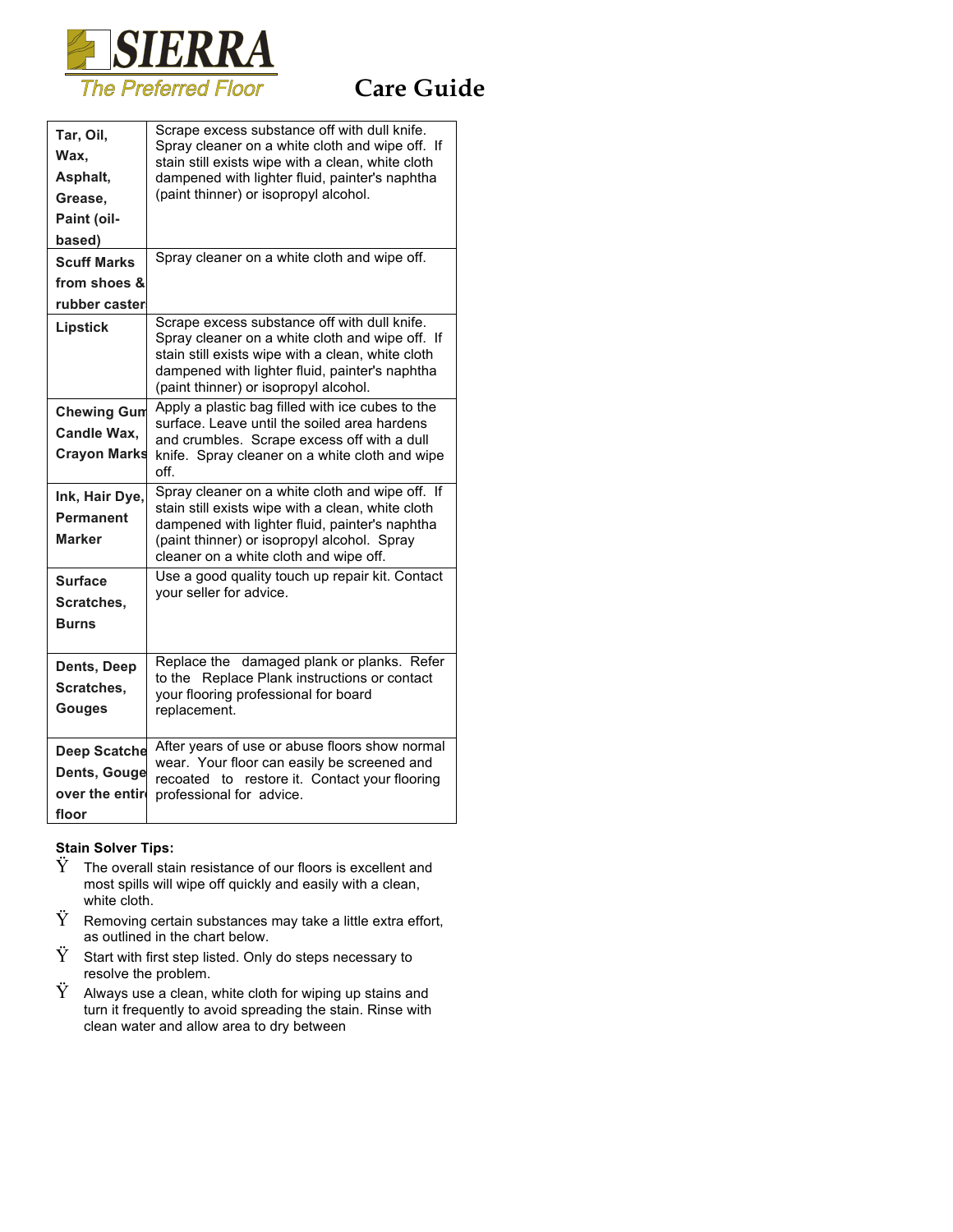SIERRA
The Preferred Floor

# Care Guide

| | |
|---|---|
| **Tar, Oil, Wax, Asphalt, Grease, Paint (oil-based)** | Scrape excess substance off with dull knife. Spray cleaner on a white cloth and wipe off. If stain still exists wipe with a clean, white cloth dampened with lighter fluid, painter's naphtha (paint thinner) or isopropyl alcohol. |
| **Scuff Marks from shoes & rubber caster** | Spray cleaner on a white cloth and wipe off. |
| **Lipstick** | Scrape excess substance off with dull knife. Spray cleaner on a white cloth and wipe off. If stain still exists wipe with a clean, white cloth dampened with lighter fluid, painter's naphtha (paint thinner) or isopropyl alcohol. |
| **Chewing Gum Candle Wax, Crayon Marks** | Apply a plastic bag filled with ice cubes to the surface. Leave until the soiled area hardens and crumbles. Scrape excess off with a dull knife. Spray cleaner on a white cloth and wipe off. |
| **Ink, Hair Dye, Permanent Marker** | Spray cleaner on a white cloth and wipe off. If stain still exists wipe with a clean, white cloth dampened with lighter fluid, painter's naphtha (paint thinner) or isopropyl alcohol. Spray cleaner on a white cloth and wipe off. |
| **Surface Scratches, Burns** | Use a good quality touch up repair kit. Contact your seller for advice. |
| **Dents, Deep Scratches, Gouges** | Replace the damaged plank or planks. Refer to the Replace Plank instructions or contact your flooring professional for board replacement. |
| **Deep Scatche Dents, Gouge over the entir floor** | After years of use or abuse floors show normal wear. Your floor can easily be screened and recoated to restore it. Contact your flooring professional for advice. |

**Stain Solver Tips:**

- The overall stain resistance of our floors is excellent and most spills will wipe off quickly and easily with a clean, white cloth.
- Removing certain substances may take a little extra effort, as outlined in the chart below.
- Start with first step listed. Only do steps necessary to resolve the problem.
- Always use a clean, white cloth for wiping up stains and turn it frequently to avoid spreading the stain. Rinse with clean water and allow area to dry between